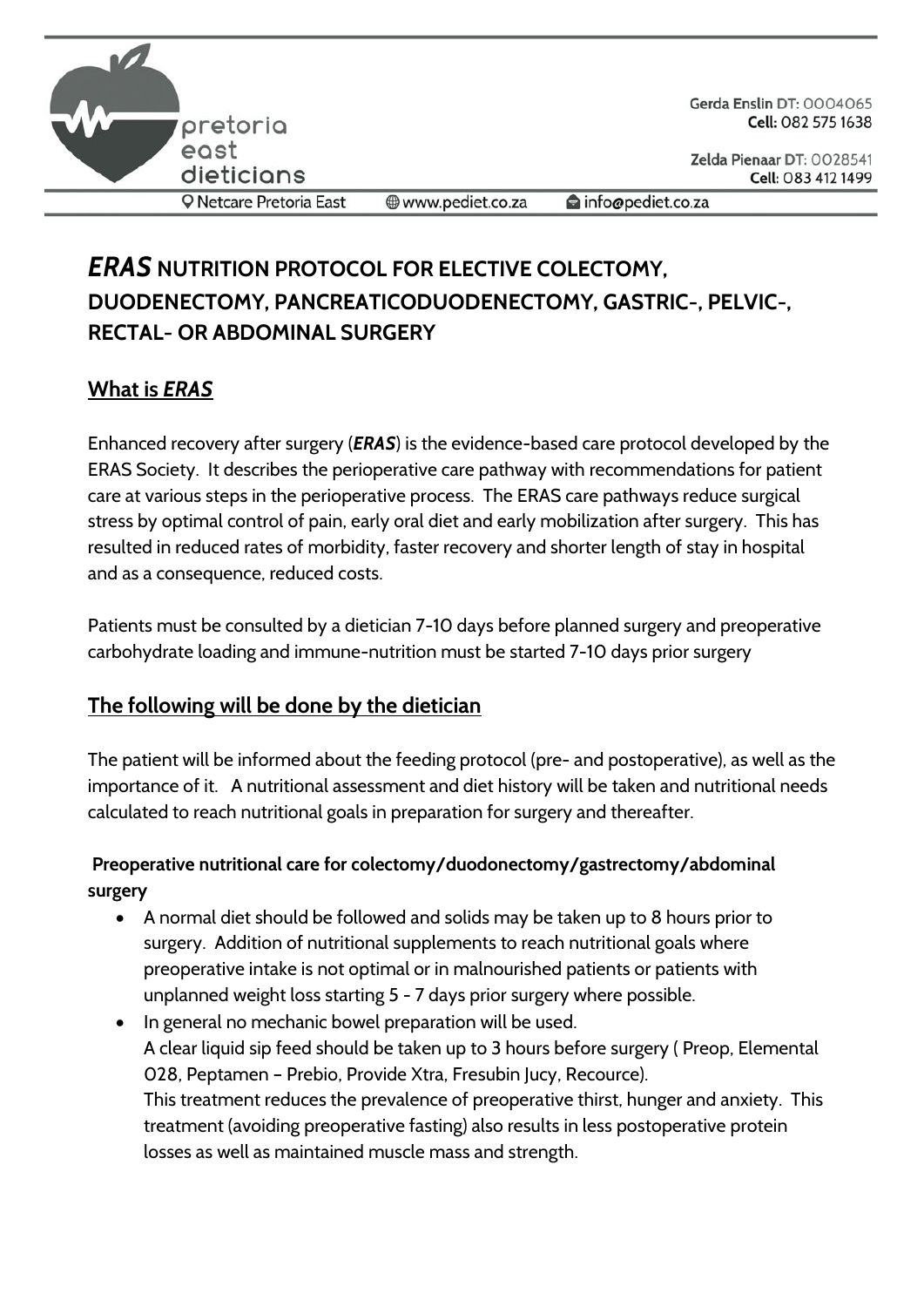pretoria east dieticians

Gerda Enslin DT: 0004065
**Cell:** 082 575 1638

Zelda Pienaar DT: 0028541
**Cell:** 083 412 1499

Netcare Pretoria East | www.pediet.co.za | info@pediet.co.za

# ***ERAS*** NUTRITION PROTOCOL FOR ELECTIVE COLECTOMY, DUODENECTOMY, PANCREATICODUODENECTOMY, GASTRIC-, PELVIC-, RECTAL- OR ABDOMINAL SURGERY

## What is ***ERAS***

Enhanced recovery after surgery (***ERAS***) is the evidence-based care protocol developed by the ERAS Society. It describes the perioperative care pathway with recommendations for patient care at various steps in the perioperative process. The ERAS care pathways reduce surgical stress by optimal control of pain, early oral diet and early mobilization after surgery. This has resulted in reduced rates of morbidity, faster recovery and shorter length of stay in hospital and as a consequence, reduced costs.

Patients must be consulted by a dietician 7-10 days before planned surgery and preoperative carbohydrate loading and immune-nutrition must be started 7-10 days prior surgery

## The following will be done by the dietician

The patient will be informed about the feeding protocol (pre- and postoperative), as well as the importance of it. A nutritional assessment and diet history will be taken and nutritional needs calculated to reach nutritional goals in preparation for surgery and thereafter.

### Preoperative nutritional care for colectomy/duodonectomy/gastrectomy/abdominal surgery

- A normal diet should be followed and solids may be taken up to 8 hours prior to surgery. Addition of nutritional supplements to reach nutritional goals where preoperative intake is not optimal or in malnourished patients or patients with unplanned weight loss starting 5 - 7 days prior surgery where possible.
- In general no mechanic bowel preparation will be used.
  A clear liquid sip feed should be taken up to 3 hours before surgery ( Preop, Elemental 028, Peptamen – Prebio, Provide Xtra, Fresubin Jucy, Recource).
  This treatment reduces the prevalence of preoperative thirst, hunger and anxiety. This treatment (avoiding preoperative fasting) also results in less postoperative protein losses as well as maintained muscle mass and strength.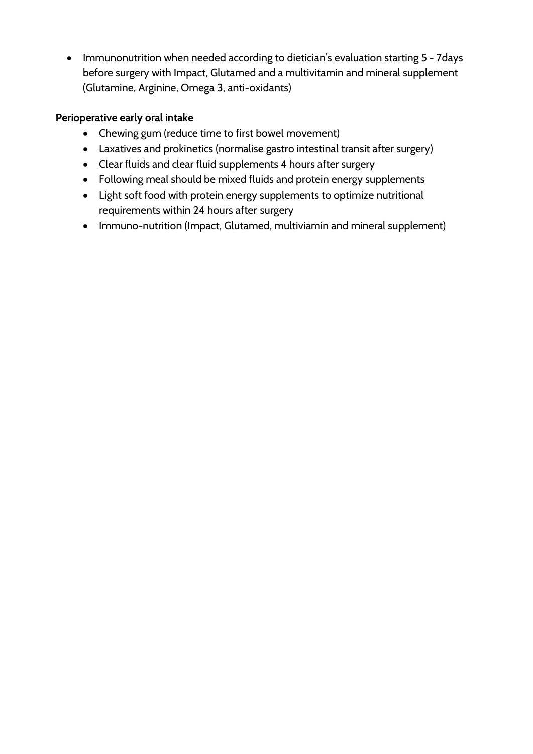- Immunonutrition when needed according to dietician's evaluation starting 5 - 7days before surgery with Impact, Glutamed and a multivitamin and mineral supplement (Glutamine, Arginine, Omega 3, anti-oxidants)

**Perioperative early oral intake**

- Chewing gum (reduce time to first bowel movement)
- Laxatives and prokinetics (normalise gastro intestinal transit after surgery)
- Clear fluids and clear fluid supplements 4 hours after surgery
- Following meal should be mixed fluids and protein energy supplements
- Light soft food with protein energy supplements to optimize nutritional requirements within 24 hours after surgery
- Immuno-nutrition (Impact, Glutamed, multiviamin and mineral supplement)